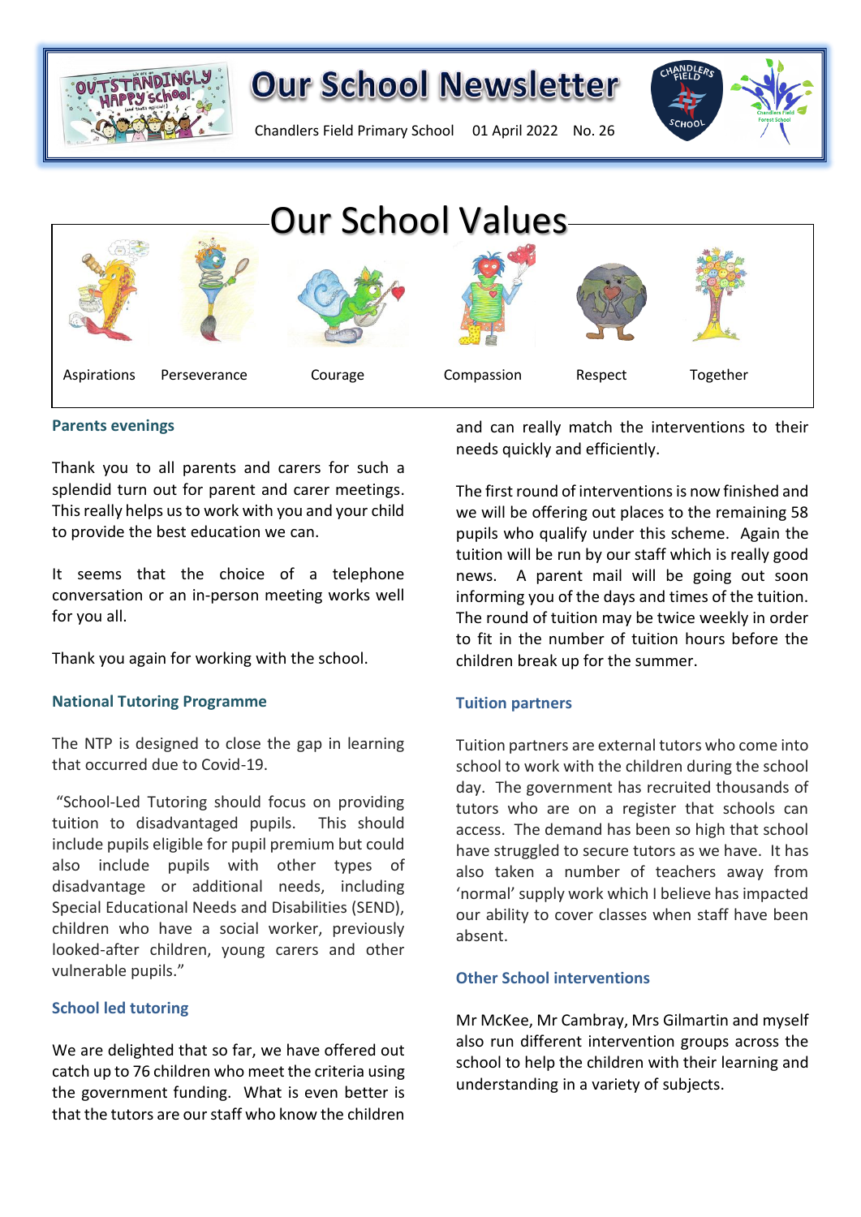# Our School Newsletter

Chandlers Field Primary School 01 April 2022 No. 26

## Our School Values

Aspirations Perseverance Courage Compassion Respect Together

### Parents evenings

Thank you to all parents and carers for such a splendid turn out for parent and carer meetings. This really helps us to work with you and your child to provide the best education we can.

It seems that the choice of a telephone conversation or an in-person meeting works well for you all.

Thank you again for working with the school.

### National Tutoring Programme

The NTP is designed to close the gap in learning that occurred due to Covid-19.

"School-Led Tutoring should focus on providing tuition to disadvantaged pupils. This should include pupils eligible for pupil premium but could also include pupils with other types of disadvantage or additional needs, including Special Educational Needs and Disabilities (SEND), children who have a social worker, previously looked-after children, young carers and other vulnerable pupils."

### School led tutoring

We are delighted that so far, we have offered out catch up to 76 children who meet the criteria using the government funding. What is even better is that the tutors are our staff who know the children and can really match the interventions to their needs quickly and efficiently.

The first round of interventions is now finished and we will be offering out places to the remaining 58 pupils who qualify under this scheme. Again the tuition will be run by our staff which is really good news. A parent mail will be going out soon informing you of the days and times of the tuition. The round of tuition may be twice weekly in order to fit in the number of tuition hours before the children break up for the summer.

### Tuition partners

Tuition partners are external tutors who come into school to work with the children during the school day. The government has recruited thousands of tutors who are on a register that schools can access. The demand has been so high that school have struggled to secure tutors as we have. It has also taken a number of teachers away from 'normal' supply work which I believe has impacted our ability to cover classes when staff have been absent.

### Other School interventions

Mr McKee, Mr Cambray, Mrs Gilmartin and myself also run different intervention groups across the school to help the children with their learning and understanding in a variety of subjects.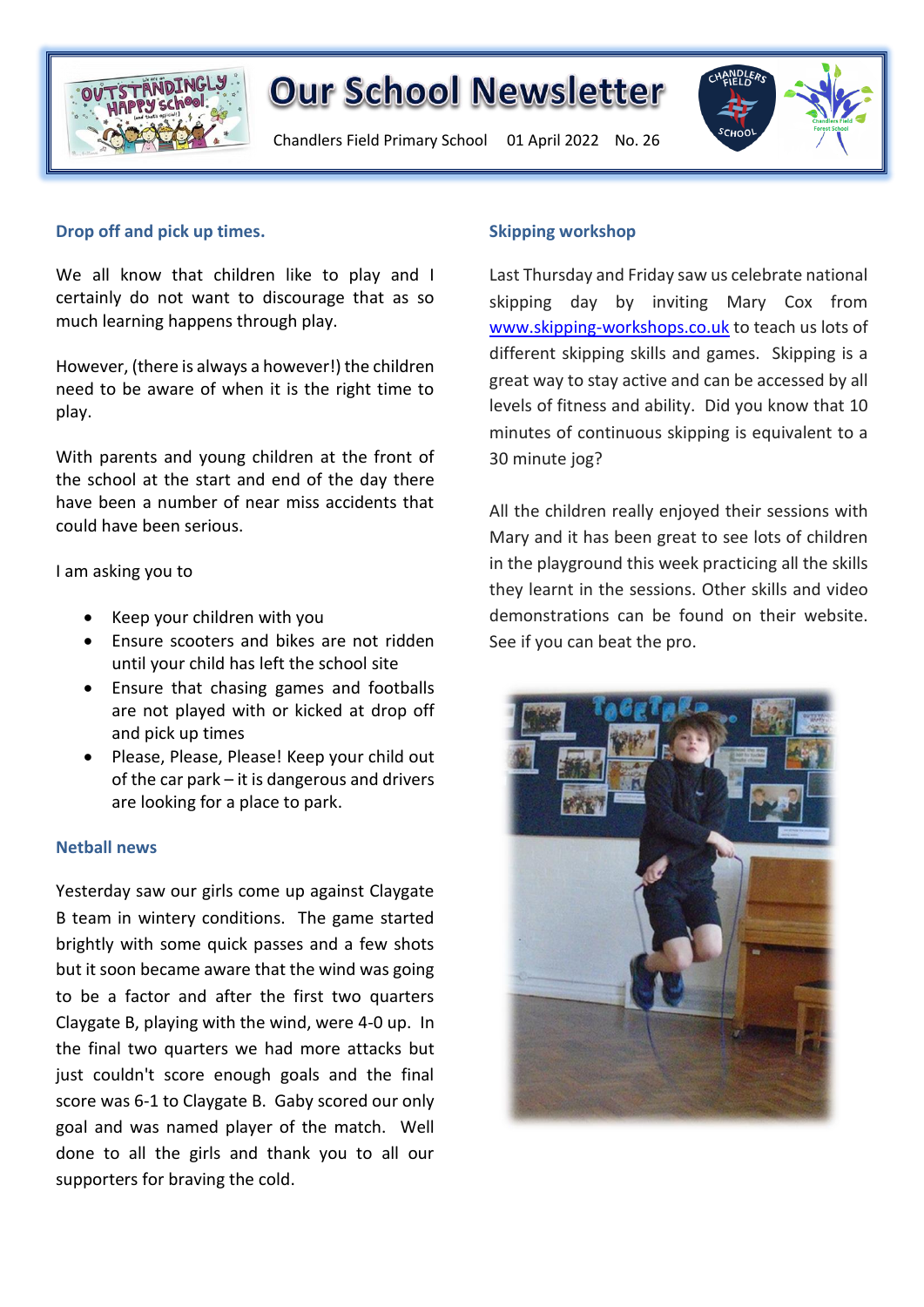# Our School Newsletter

Chandlers Field Primary School 01 April 2022 No. 26

## Drop off and pick up times.

We all know that children like to play and I certainly do not want to discourage that as so much learning happens through play.

However, (there is always a however!) the children need to be aware of when it is the right time to play.

With parents and young children at the front of the school at the start and end of the day there have been a number of near miss accidents that could have been serious.

I am asking you to

- Keep your children with you
- Ensure scooters and bikes are not ridden until your child has left the school site
- Ensure that chasing games and footballs are not played with or kicked at drop off and pick up times
- Please, Please, Please! Keep your child out of the car park – it is dangerous and drivers are looking for a place to park.

## Netball news

Yesterday saw our girls come up against Claygate B team in wintery conditions. The game started brightly with some quick passes and a few shots but it soon became aware that the wind was going to be a factor and after the first two quarters Claygate B, playing with the wind, were 4-0 up. In the final two quarters we had more attacks but just couldn't score enough goals and the final score was 6-1 to Claygate B. Gaby scored our only goal and was named player of the match. Well done to all the girls and thank you to all our supporters for braving the cold.

## Skipping workshop

Last Thursday and Friday saw us celebrate national skipping day by inviting Mary Cox from www.skipping-workshops.co.uk to teach us lots of different skipping skills and games. Skipping is a great way to stay active and can be accessed by all levels of fitness and ability. Did you know that 10 minutes of continuous skipping is equivalent to a 30 minute jog?

All the children really enjoyed their sessions with Mary and it has been great to see lots of children in the playground this week practicing all the skills they learnt in the sessions. Other skills and video demonstrations can be found on their website. See if you can beat the pro.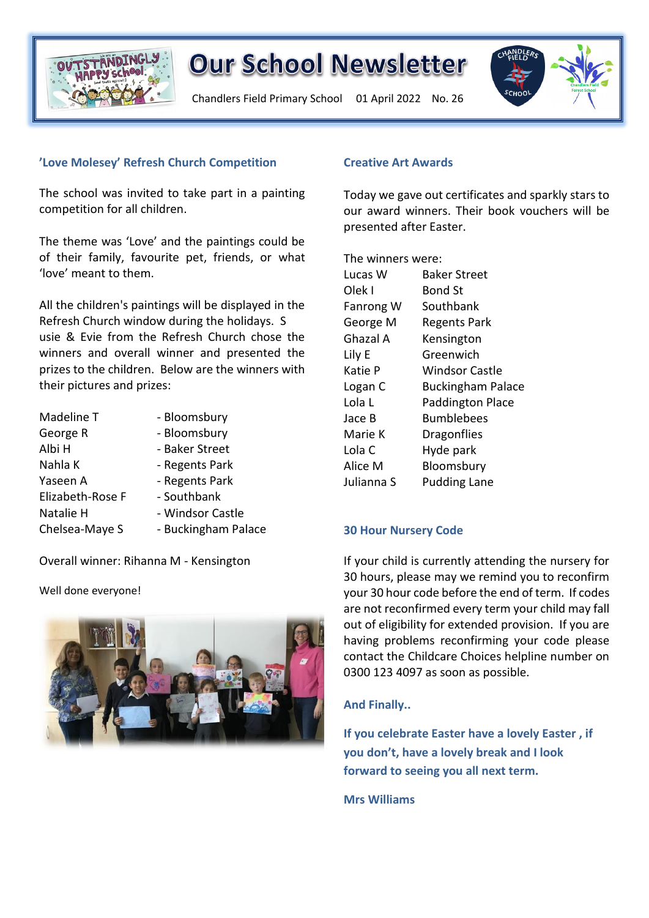# Our School Newsletter

Chandlers Field Primary School 01 April 2022 No. 26

## 'Love Molesey' Refresh Church Competition

The school was invited to take part in a painting competition for all children.

The theme was 'Love' and the paintings could be of their family, favourite pet, friends, or what 'love' meant to them.

All the children's paintings will be displayed in the Refresh Church window during the holidays. Susie & Evie from the Refresh Church chose the winners and overall winner and presented the prizes to the children. Below are the winners with their pictures and prizes:

| | |
|---|---|
| Madeline T | - Bloomsbury |
| George R | - Bloomsbury |
| Albi H | - Baker Street |
| Nahla K | - Regents Park |
| Yaseen A | - Regents Park |
| Elizabeth-Rose F | - Southbank |
| Natalie H | - Windsor Castle |
| Chelsea-Maye S | - Buckingham Palace |

Overall winner: Rihanna M - Kensington

Well done everyone!

## Creative Art Awards

Today we gave out certificates and sparkly stars to our award winners. Their book vouchers will be presented after Easter.

The winners were:

| | |
|---|---|
| Lucas W | Baker Street |
| Olek I | Bond St |
| Fanrong W | Southbank |
| George M | Regents Park |
| Ghazal A | Kensington |
| Lily E | Greenwich |
| Katie P | Windsor Castle |
| Logan C | Buckingham Palace |
| Lola L | Paddington Place |
| Jace B | Bumblebees |
| Marie K | Dragonflies |
| Lola C | Hyde park |
| Alice M | Bloomsbury |
| Julianna S | Pudding Lane |

## 30 Hour Nursery Code

If your child is currently attending the nursery for 30 hours, please may we remind you to reconfirm your 30 hour code before the end of term. If codes are not reconfirmed every term your child may fall out of eligibility for extended provision. If you are having problems reconfirming your code please contact the Childcare Choices helpline number on 0300 123 4097 as soon as possible.

## And Finally..

**If you celebrate Easter have a lovely Easter , if you don't, have a lovely break and I look forward to seeing you all next term.**

**Mrs Williams**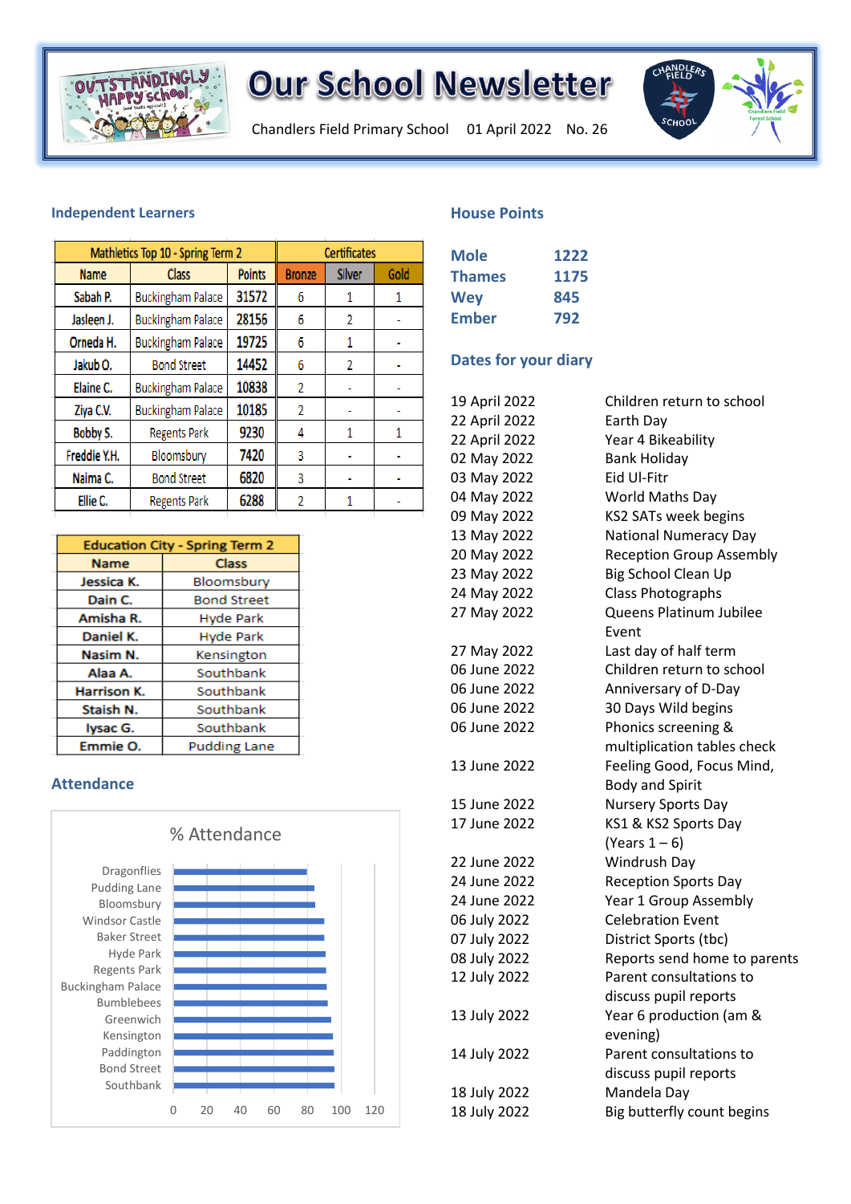# Our School Newsletter

Chandlers Field Primary School 01 April 2022 No. 26

## Independent Learners

| Mathletics Top 10 - Spring Term 2 | | | Certificates | | |
|---|---|---|---|---|---|
| Name | Class | Points | Bronze | Silver | Gold |
| Sabah P. | Buckingham Palace | 31572 | 6 | 1 | 1 |
| Jasleen J. | Buckingham Palace | 28156 | 6 | 2 | - |
| Orneda H. | Buckingham Palace | 19725 | 6 | 1 | - |
| Jakub O. | Bond Street | 14452 | 6 | 2 | - |
| Elaine C. | Buckingham Palace | 10838 | 2 | - | - |
| Ziya C.V. | Buckingham Palace | 10185 | 2 | - | - |
| Bobby S. | Regents Park | 9230 | 4 | 1 | 1 |
| Freddie Y.H. | Bloomsbury | 7420 | 3 | - | - |
| Naima C. | Bond Street | 6820 | 3 | - | - |
| Ellie C. | Regents Park | 6288 | 2 | 1 | - |

| Education City - Spring Term 2 | |
|---|---|
| Name | Class |
| Jessica K. | Bloomsbury |
| Dain C. | Bond Street |
| Amisha R. | Hyde Park |
| Daniel K. | Hyde Park |
| Nasim N. | Kensington |
| Alaa A. | Southbank |
| Harrison K. | Southbank |
| Staish N. | Southbank |
| Iysac G. | Southbank |
| Emmie O. | Pudding Lane |

## Attendance

% Attendance

Dragonflies, Pudding Lane, Bloomsbury, Windsor Castle, Baker Street, Hyde Park, Regents Park, Buckingham Palace, Bumblebees, Greenwich, Kensington, Paddington, Bond Street, Southbank

0 20 40 60 80 100 120

## House Points

| | |
|---|---|
| Mole | 1222 |
| Thames | 1175 |
| Wey | 845 |
| Ember | 792 |

## Dates for your diary

| | |
|---|---|
| 19 April 2022 | Children return to school |
| 22 April 2022 | Earth Day |
| 22 April 2022 | Year 4 Bikeability |
| 02 May 2022 | Bank Holiday |
| 03 May 2022 | Eid Ul-Fitr |
| 04 May 2022 | World Maths Day |
| 09 May 2022 | KS2 SATs week begins |
| 13 May 2022 | National Numeracy Day |
| 20 May 2022 | Reception Group Assembly |
| 23 May 2022 | Big School Clean Up |
| 24 May 2022 | Class Photographs |
| 27 May 2022 | Queens Platinum Jubilee Event |
| 27 May 2022 | Last day of half term |
| 06 June 2022 | Children return to school |
| 06 June 2022 | Anniversary of D-Day |
| 06 June 2022 | 30 Days Wild begins |
| 06 June 2022 | Phonics screening & multiplication tables check |
| 13 June 2022 | Feeling Good, Focus Mind, Body and Spirit |
| 15 June 2022 | Nursery Sports Day |
| 17 June 2022 | KS1 & KS2 Sports Day (Years 1 – 6) |
| 22 June 2022 | Windrush Day |
| 24 June 2022 | Reception Sports Day |
| 24 June 2022 | Year 1 Group Assembly |
| 06 July 2022 | Celebration Event |
| 07 July 2022 | District Sports (tbc) |
| 08 July 2022 | Reports send home to parents |
| 12 July 2022 | Parent consultations to discuss pupil reports |
| 13 July 2022 | Year 6 production (am & evening) |
| 14 July 2022 | Parent consultations to discuss pupil reports |
| 18 July 2022 | Mandela Day |
| 18 July 2022 | Big butterfly count begins |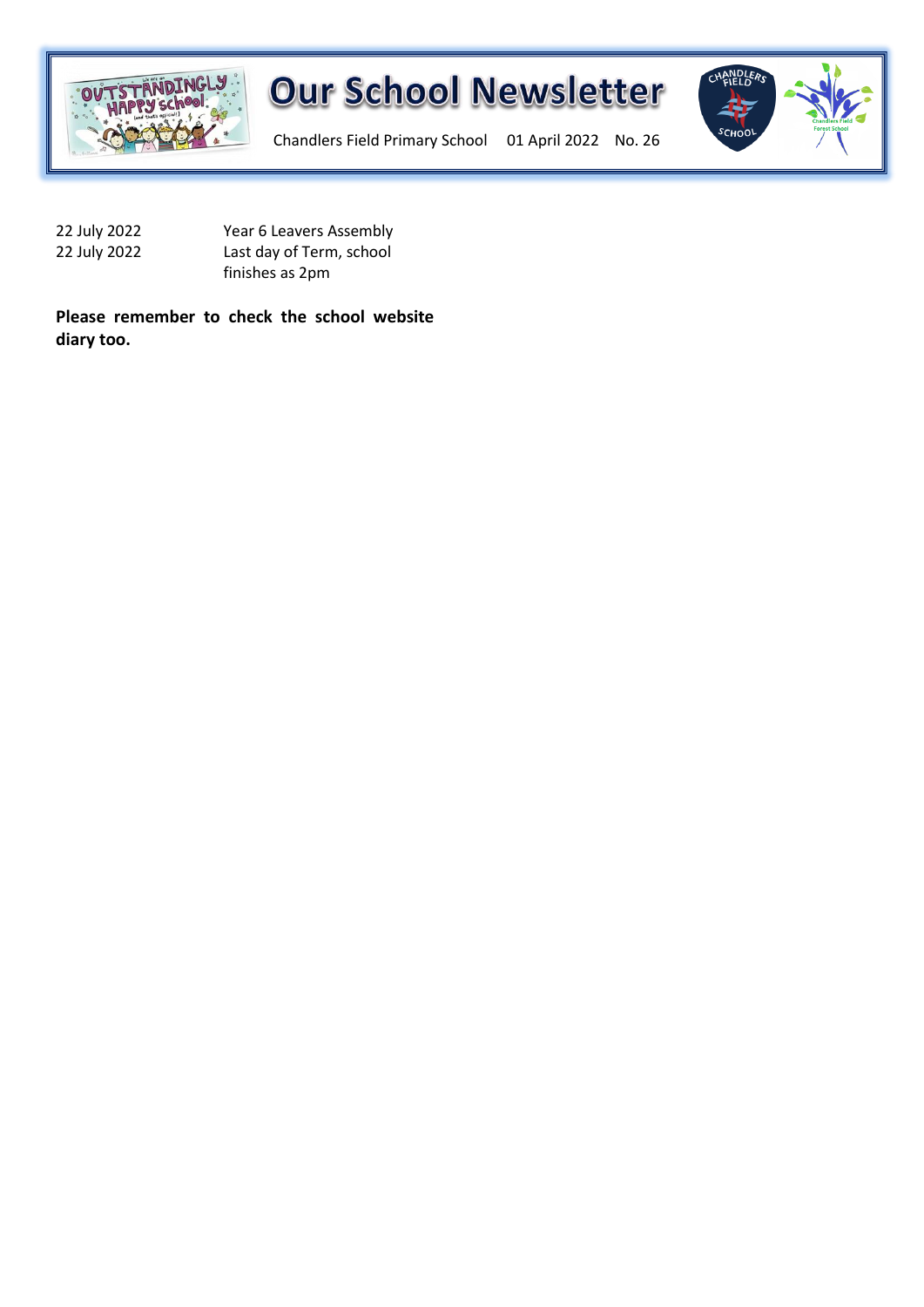| | |
|---|---|
| 22 July 2022 | Year 6 Leavers Assembly |
| 22 July 2022 | Last day of Term, school finishes as 2pm |

**Please remember to check the school website diary too.**